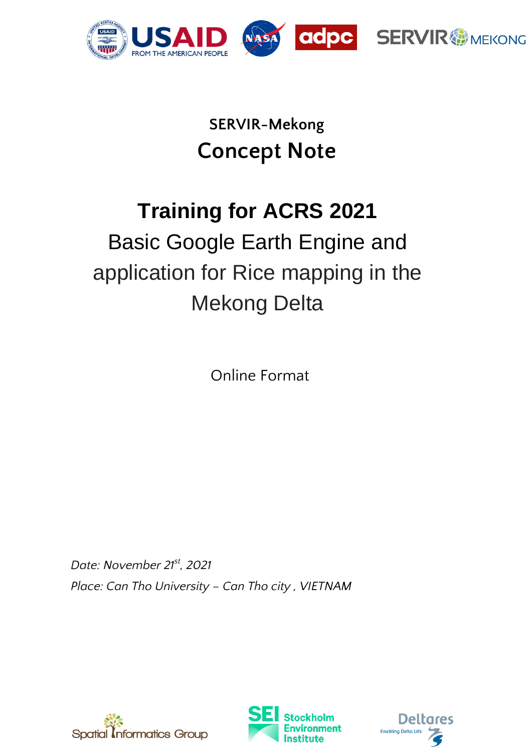SERVIR-Mekong

# Concept Note

# Training for ACRS 2021

## Basic Google Earth Engine and application for Rice mapping in the Mekong Delta

Online Format

*Date: November 21st, 2021*

*Place: Can Tho University – Can Tho city , VIETNAM*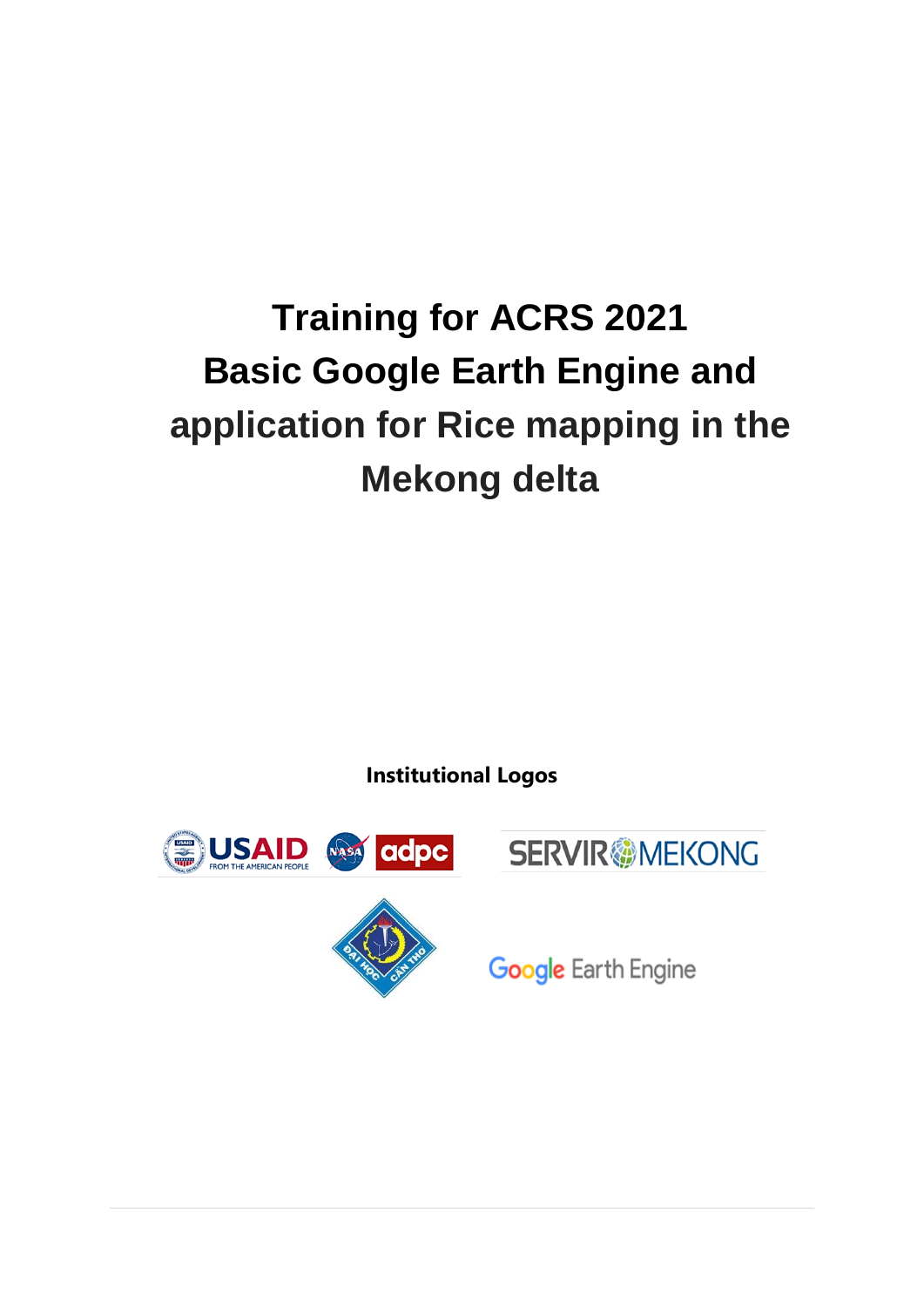# Training for ACRS 2021
# Basic Google Earth Engine and application for Rice mapping in the Mekong delta

**Institutional Logos**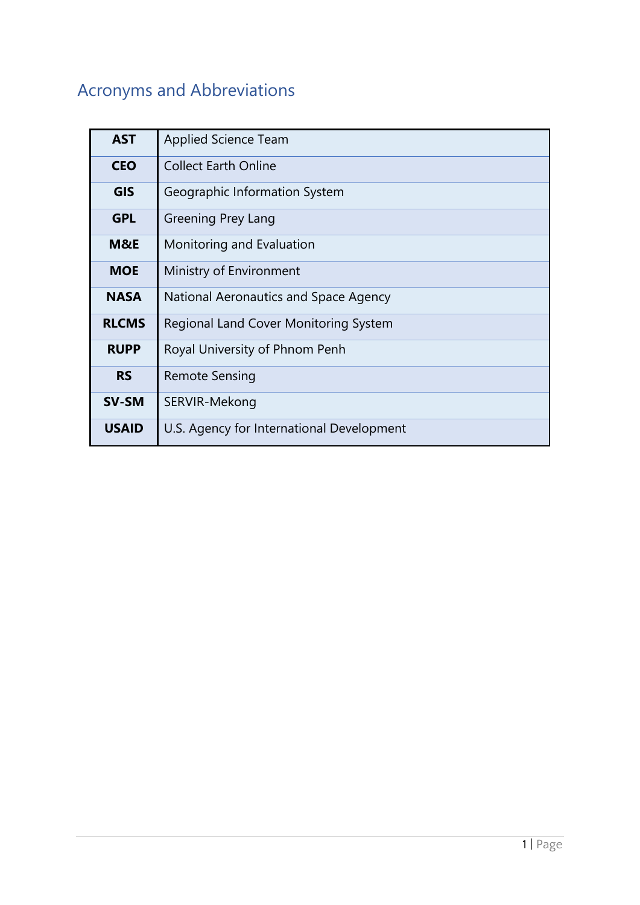## Acronyms and Abbreviations

| | |
|---|---|
| **AST** | Applied Science Team |
| **CEO** | Collect Earth Online |
| **GIS** | Geographic Information System |
| **GPL** | Greening Prey Lang |
| **M&E** | Monitoring and Evaluation |
| **MOE** | Ministry of Environment |
| **NASA** | National Aeronautics and Space Agency |
| **RLCMS** | Regional Land Cover Monitoring System |
| **RUPP** | Royal University of Phnom Penh |
| **RS** | Remote Sensing |
| **SV-SM** | SERVIR-Mekong |
| **USAID** | U.S. Agency for International Development |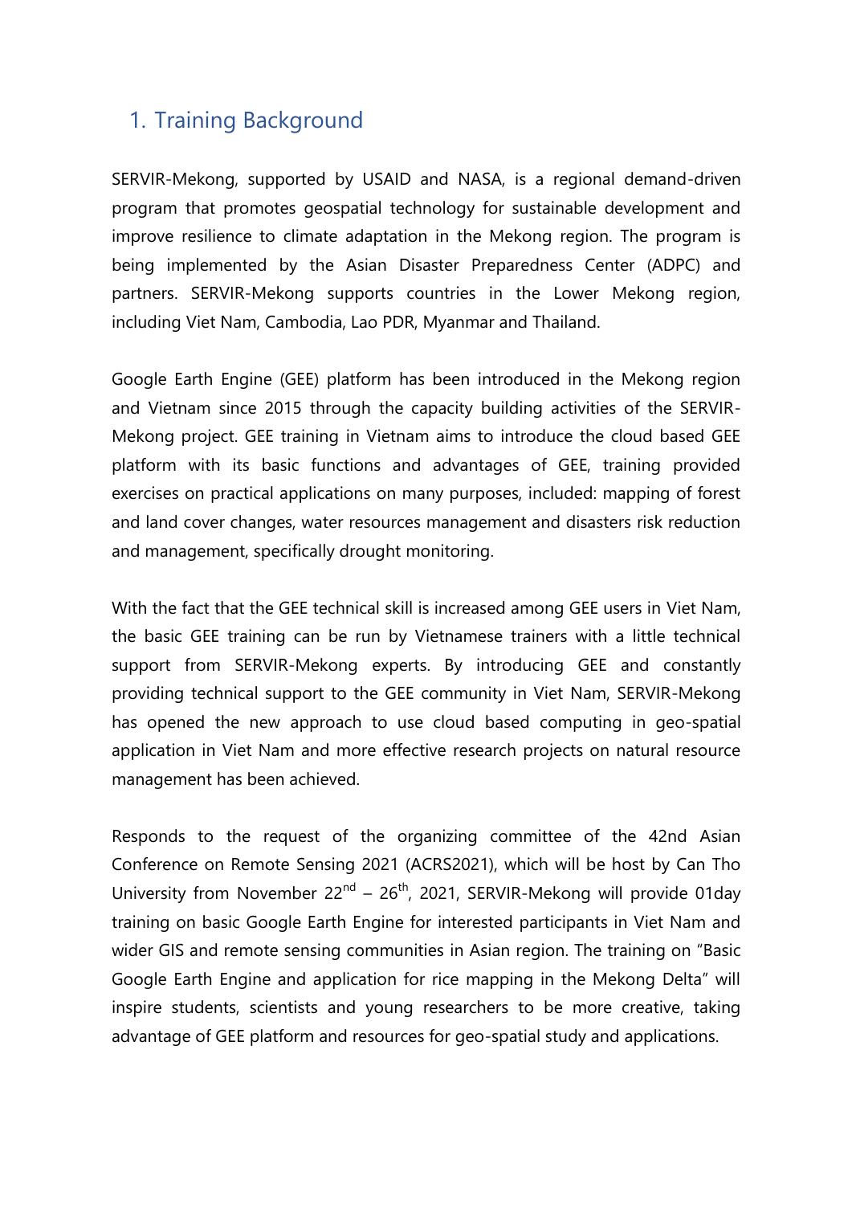## 1. Training Background

SERVIR-Mekong, supported by USAID and NASA, is a regional demand-driven program that promotes geospatial technology for sustainable development and improve resilience to climate adaptation in the Mekong region. The program is being implemented by the Asian Disaster Preparedness Center (ADPC) and partners. SERVIR-Mekong supports countries in the Lower Mekong region, including Viet Nam, Cambodia, Lao PDR, Myanmar and Thailand.

Google Earth Engine (GEE) platform has been introduced in the Mekong region and Vietnam since 2015 through the capacity building activities of the SERVIR-Mekong project. GEE training in Vietnam aims to introduce the cloud based GEE platform with its basic functions and advantages of GEE, training provided exercises on practical applications on many purposes, included: mapping of forest and land cover changes, water resources management and disasters risk reduction and management, specifically drought monitoring.

With the fact that the GEE technical skill is increased among GEE users in Viet Nam, the basic GEE training can be run by Vietnamese trainers with a little technical support from SERVIR-Mekong experts. By introducing GEE and constantly providing technical support to the GEE community in Viet Nam, SERVIR-Mekong has opened the new approach to use cloud based computing in geo-spatial application in Viet Nam and more effective research projects on natural resource management has been achieved.

Responds to the request of the organizing committee of the 42nd Asian Conference on Remote Sensing 2021 (ACRS2021), which will be host by Can Tho University from November 22nd – 26th, 2021, SERVIR-Mekong will provide 01day training on basic Google Earth Engine for interested participants in Viet Nam and wider GIS and remote sensing communities in Asian region. The training on "Basic Google Earth Engine and application for rice mapping in the Mekong Delta" will inspire students, scientists and young researchers to be more creative, taking advantage of GEE platform and resources for geo-spatial study and applications.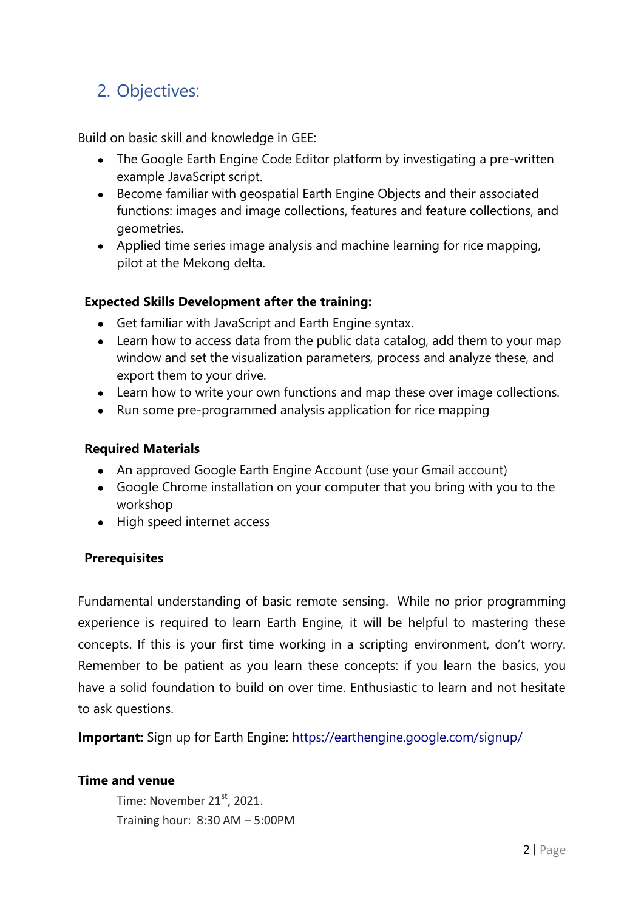## 2. Objectives:

Build on basic skill and knowledge in GEE:

- The Google Earth Engine Code Editor platform by investigating a pre-written example JavaScript script.
- Become familiar with geospatial Earth Engine Objects and their associated functions: images and image collections, features and feature collections, and geometries.
- Applied time series image analysis and machine learning for rice mapping, pilot at the Mekong delta.

**Expected Skills Development after the training:**

- Get familiar with JavaScript and Earth Engine syntax.
- Learn how to access data from the public data catalog, add them to your map window and set the visualization parameters, process and analyze these, and export them to your drive.
- Learn how to write your own functions and map these over image collections.
- Run some pre-programmed analysis application for rice mapping

**Required Materials**

- An approved Google Earth Engine Account (use your Gmail account)
- Google Chrome installation on your computer that you bring with you to the workshop
- High speed internet access

**Prerequisites**

Fundamental understanding of basic remote sensing. While no prior programming experience is required to learn Earth Engine, it will be helpful to mastering these concepts. If this is your first time working in a scripting environment, don't worry. Remember to be patient as you learn these concepts: if you learn the basics, you have a solid foundation to build on over time. Enthusiastic to learn and not hesitate to ask questions.

**Important:** Sign up for Earth Engine: https://earthengine.google.com/signup/

**Time and venue**

Time: November 21st, 2021.

Training hour: 8:30 AM – 5:00PM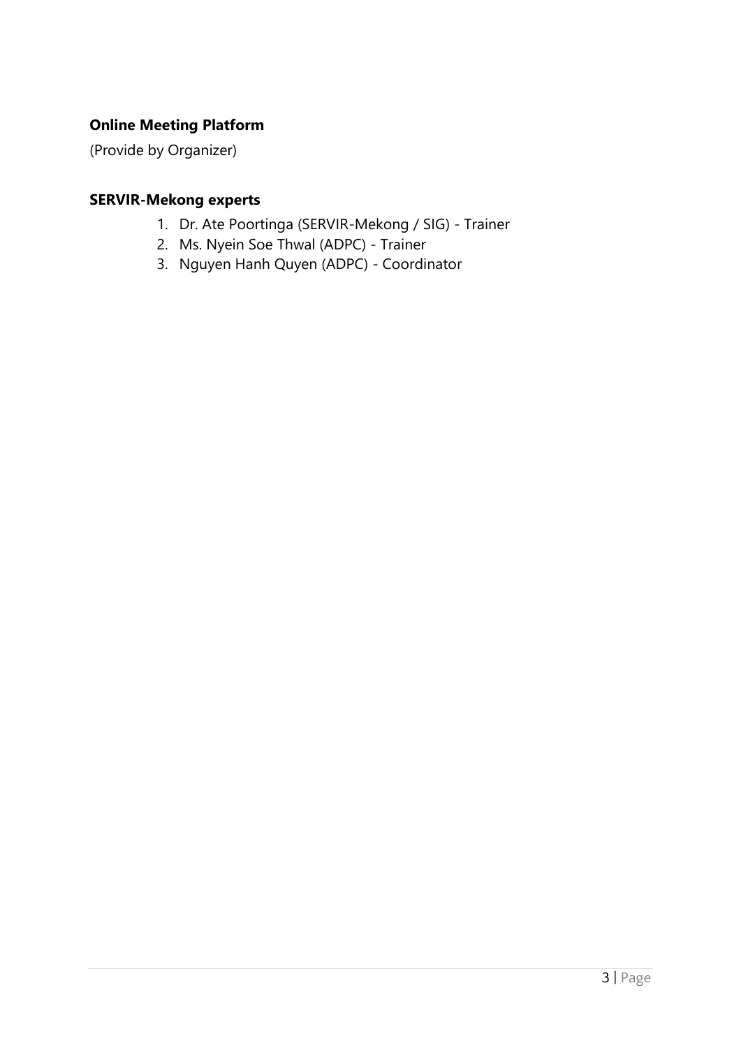**Online Meeting Platform**

(Provide by Organizer)

**SERVIR-Mekong experts**

1. Dr. Ate Poortinga (SERVIR-Mekong / SIG) - Trainer
2. Ms. Nyein Soe Thwal (ADPC) - Trainer
3. Nguyen Hanh Quyen (ADPC) - Coordinator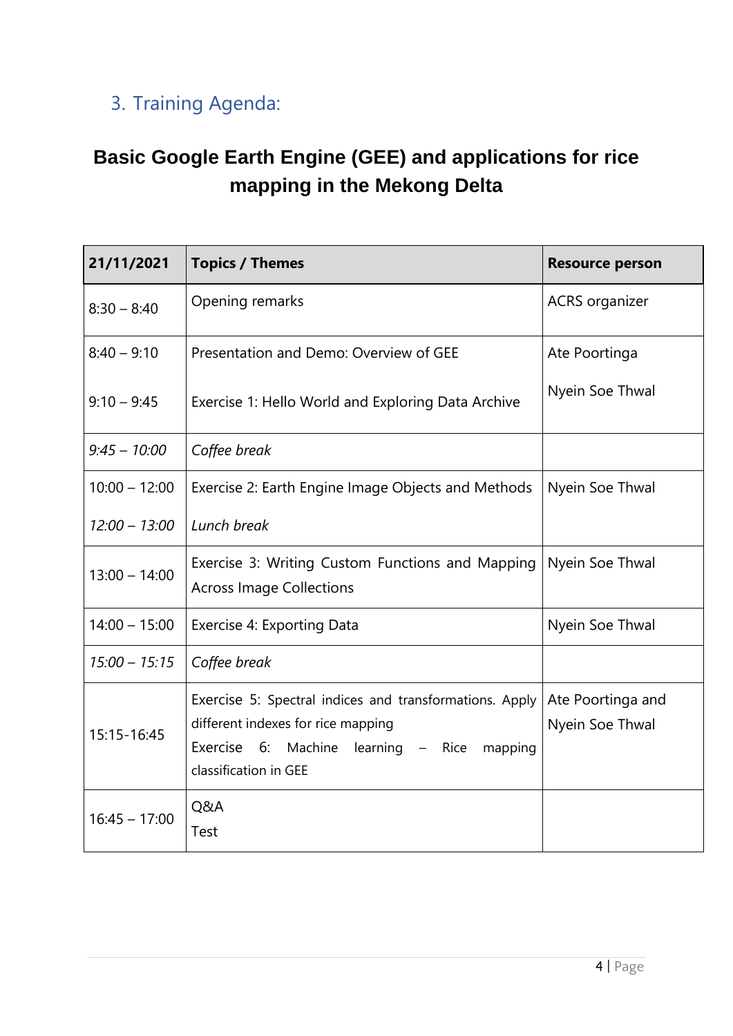## 3. Training Agenda:

### Basic Google Earth Engine (GEE) and applications for rice mapping in the Mekong Delta

| 21/11/2021 | Topics / Themes | Resource person |
|---|---|---|
| 8:30 – 8:40 | Opening remarks | ACRS organizer |
| 8:40 – 9:10<br><br>9:10 – 9:45 | Presentation and Demo: Overview of GEE<br><br>Exercise 1: Hello World and Exploring Data Archive | Ate Poortinga<br><br>Nyein Soe Thwal |
| *9:45 – 10:00* | *Coffee break* | |
| 10:00 – 12:00<br><br>*12:00 – 13:00* | Exercise 2: Earth Engine Image Objects and Methods<br><br>*Lunch break* | Nyein Soe Thwal |
| 13:00 – 14:00 | Exercise 3: Writing Custom Functions and Mapping Across Image Collections | Nyein Soe Thwal |
| 14:00 – 15:00 | Exercise 4: Exporting Data | Nyein Soe Thwal |
| *15:00 – 15:15* | *Coffee break* | |
| 15:15-16:45 | Exercise 5: Spectral indices and transformations. Apply different indexes for rice mapping<br>Exercise 6: Machine learning – Rice mapping classification in GEE | Ate Poortinga and Nyein Soe Thwal |
| 16:45 – 17:00 | Q&A<br>Test | |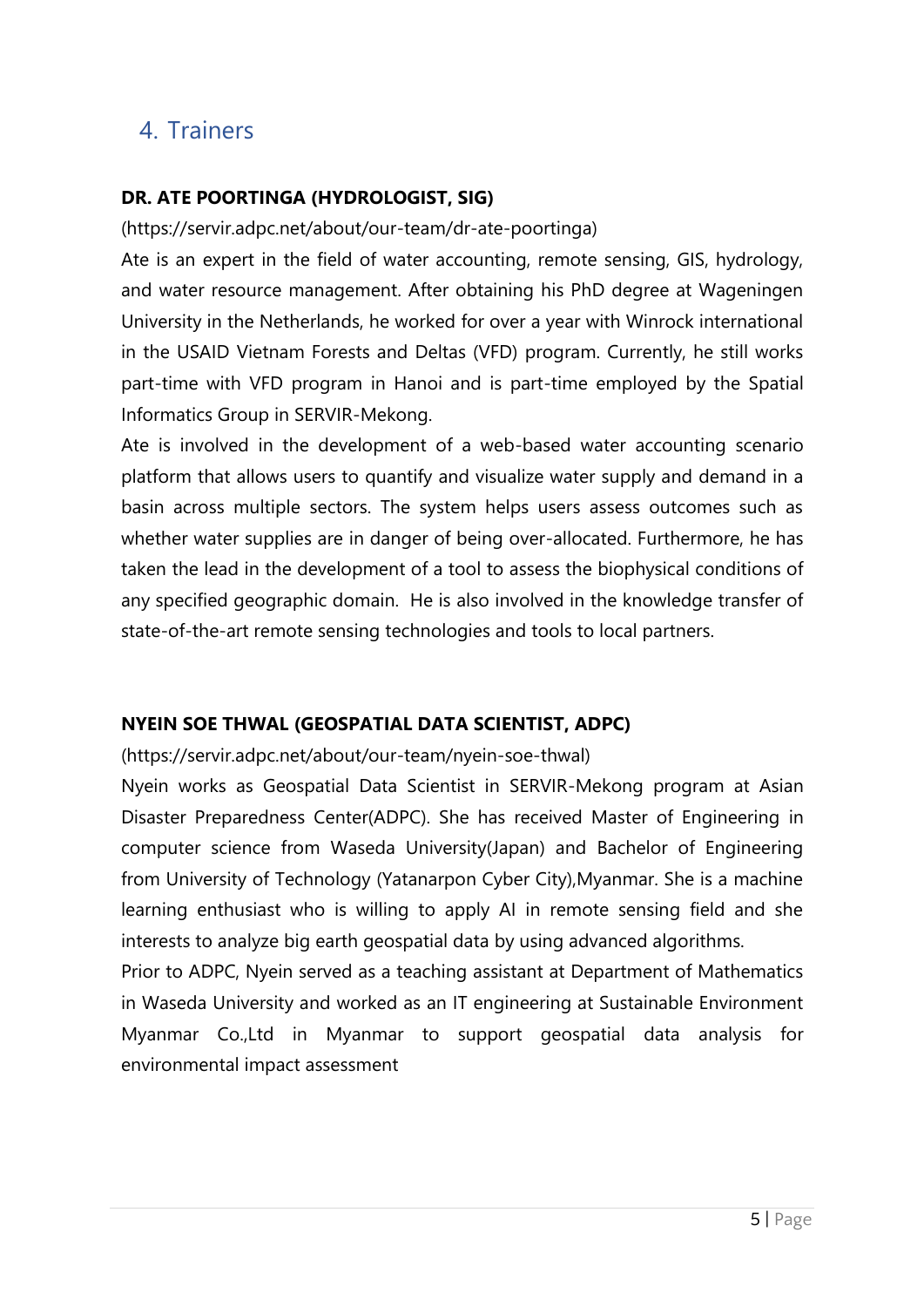## 4. Trainers

**DR. ATE POORTINGA (HYDROLOGIST, SIG)**

(https://servir.adpc.net/about/our-team/dr-ate-poortinga)

Ate is an expert in the field of water accounting, remote sensing, GIS, hydrology, and water resource management. After obtaining his PhD degree at Wageningen University in the Netherlands, he worked for over a year with Winrock international in the USAID Vietnam Forests and Deltas (VFD) program. Currently, he still works part-time with VFD program in Hanoi and is part-time employed by the Spatial Informatics Group in SERVIR-Mekong.

Ate is involved in the development of a web-based water accounting scenario platform that allows users to quantify and visualize water supply and demand in a basin across multiple sectors. The system helps users assess outcomes such as whether water supplies are in danger of being over-allocated. Furthermore, he has taken the lead in the development of a tool to assess the biophysical conditions of any specified geographic domain. He is also involved in the knowledge transfer of state-of-the-art remote sensing technologies and tools to local partners.

**NYEIN SOE THWAL (GEOSPATIAL DATA SCIENTIST, ADPC)**

(https://servir.adpc.net/about/our-team/nyein-soe-thwal)

Nyein works as Geospatial Data Scientist in SERVIR-Mekong program at Asian Disaster Preparedness Center(ADPC). She has received Master of Engineering in computer science from Waseda University(Japan) and Bachelor of Engineering from University of Technology (Yatanarpon Cyber City),Myanmar. She is a machine learning enthusiast who is willing to apply AI in remote sensing field and she interests to analyze big earth geospatial data by using advanced algorithms.

Prior to ADPC, Nyein served as a teaching assistant at Department of Mathematics in Waseda University and worked as an IT engineering at Sustainable Environment Myanmar Co.,Ltd in Myanmar to support geospatial data analysis for environmental impact assessment